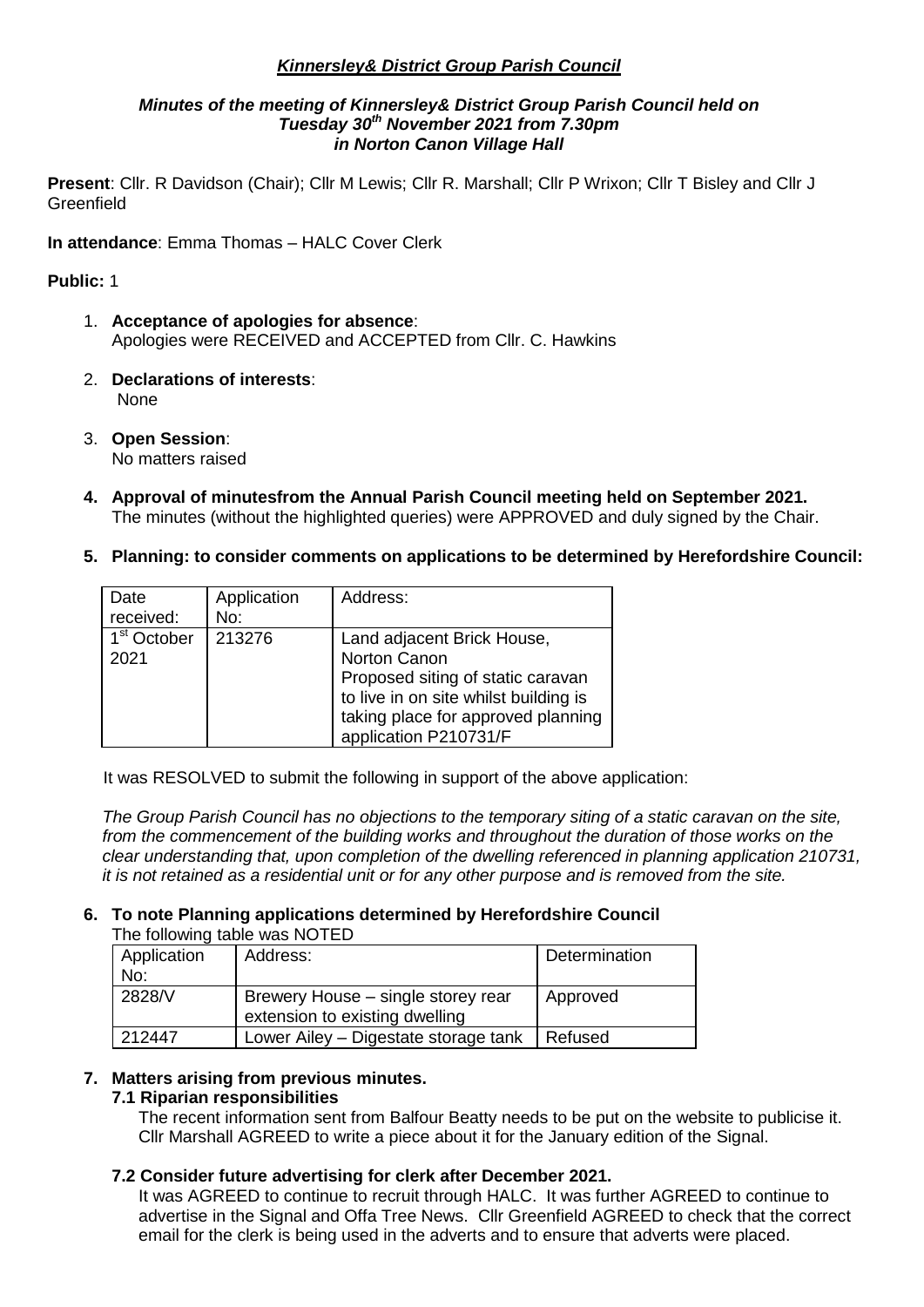***Kinnersley& District Group Parish Council***

***Minutes of the meeting of Kinnersley& District Group Parish Council held on Tuesday 30th November 2021 from 7.30pm in Norton Canon Village Hall***

**Present**: Cllr. R Davidson (Chair); Cllr M Lewis; Cllr R. Marshall; Cllr P Wrixon; Cllr T Bisley and Cllr J Greenfield

**In attendance**: Emma Thomas – HALC Cover Clerk

**Public:** 1

1. **Acceptance of apologies for absence**:
   Apologies were RECEIVED and ACCEPTED from Cllr. C. Hawkins

2. **Declarations of interests**:
   None

3. **Open Session**:
   No matters raised

4. **Approval of minutesfrom the Annual Parish Council meeting held on September 2021.**
   The minutes (without the highlighted queries) were APPROVED and duly signed by the Chair.

5. **Planning: to consider comments on applications to be determined by Herefordshire Council:**

| Date received: | Application No: | Address: |
|---|---|---|
| 1st October 2021 | 213276 | Land adjacent Brick House, Norton Canon Proposed siting of static caravan to live in on site whilst building is taking place for approved planning application P210731/F |

It was RESOLVED to submit the following in support of the above application:

*The Group Parish Council has no objections to the temporary siting of a static caravan on the site, from the commencement of the building works and throughout the duration of those works on the clear understanding that, upon completion of the dwelling referenced in planning application 210731, it is not retained as a residential unit or for any other purpose and is removed from the site.*

6. **To note Planning applications determined by Herefordshire Council**
   The following table was NOTED

| Application No: | Address: | Determination |
|---|---|---|
| 2828/V | Brewery House – single storey rear extension to existing dwelling | Approved |
| 212447 | Lower Ailey – Digestate storage tank | Refused |

7. **Matters arising from previous minutes.**

   **7.1 Riparian responsibilities**
   The recent information sent from Balfour Beatty needs to be put on the website to publicise it. Cllr Marshall AGREED to write a piece about it for the January edition of the Signal.

   **7.2 Consider future advertising for clerk after December 2021.**
   It was AGREED to continue to recruit through HALC. It was further AGREED to continue to advertise in the Signal and Offa Tree News. Cllr Greenfield AGREED to check that the correct email for the clerk is being used in the adverts and to ensure that adverts were placed.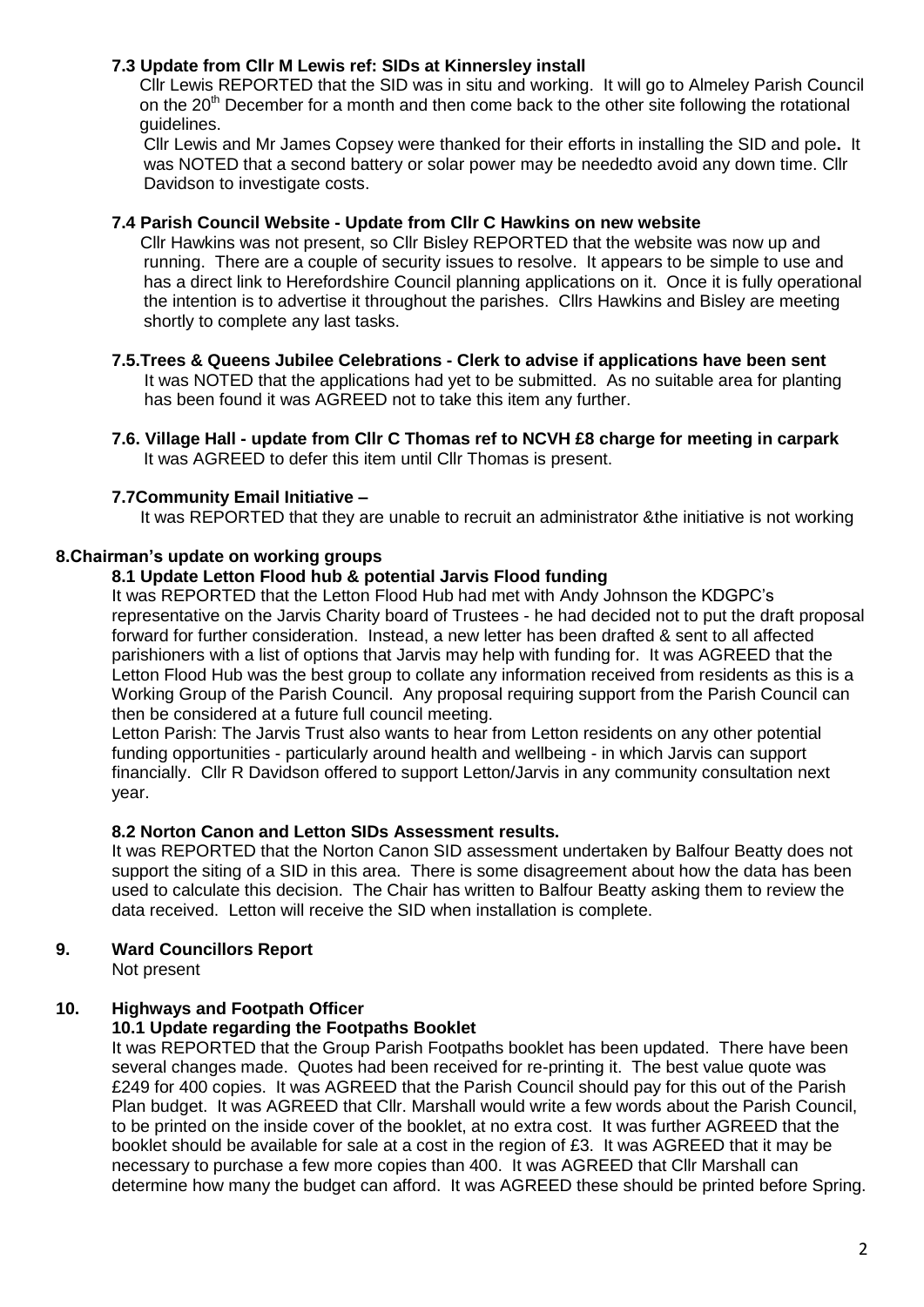**7.3 Update from Cllr M Lewis ref: SIDs at Kinnersley install**

Cllr Lewis REPORTED that the SID was in situ and working. It will go to Almeley Parish Council on the 20th December for a month and then come back to the other site following the rotational guidelines.

Cllr Lewis and Mr James Copsey were thanked for their efforts in installing the SID and pole**.** It was NOTED that a second battery or solar power may be neededto avoid any down time. Cllr Davidson to investigate costs.

**7.4 Parish Council Website - Update from Cllr C Hawkins on new website**

Cllr Hawkins was not present, so Cllr Bisley REPORTED that the website was now up and running. There are a couple of security issues to resolve. It appears to be simple to use and has a direct link to Herefordshire Council planning applications on it. Once it is fully operational the intention is to advertise it throughout the parishes. Cllrs Hawkins and Bisley are meeting shortly to complete any last tasks.

**7.5.Trees & Queens Jubilee Celebrations - Clerk to advise if applications have been sent**

It was NOTED that the applications had yet to be submitted. As no suitable area for planting has been found it was AGREED not to take this item any further.

**7.6. Village Hall - update from Cllr C Thomas ref to NCVH £8 charge for meeting in carpark**

It was AGREED to defer this item until Cllr Thomas is present.

**7.7Community Email Initiative –**

It was REPORTED that they are unable to recruit an administrator &the initiative is not working

**8.Chairman's update on working groups**

**8.1 Update Letton Flood hub & potential Jarvis Flood funding**

It was REPORTED that the Letton Flood Hub had met with Andy Johnson the KDGPC's representative on the Jarvis Charity board of Trustees - he had decided not to put the draft proposal forward for further consideration. Instead, a new letter has been drafted & sent to all affected parishioners with a list of options that Jarvis may help with funding for. It was AGREED that the Letton Flood Hub was the best group to collate any information received from residents as this is a Working Group of the Parish Council. Any proposal requiring support from the Parish Council can then be considered at a future full council meeting.

Letton Parish: The Jarvis Trust also wants to hear from Letton residents on any other potential funding opportunities - particularly around health and wellbeing - in which Jarvis can support financially. Cllr R Davidson offered to support Letton/Jarvis in any community consultation next year.

**8.2 Norton Canon and Letton SIDs Assessment results.**

It was REPORTED that the Norton Canon SID assessment undertaken by Balfour Beatty does not support the siting of a SID in this area. There is some disagreement about how the data has been used to calculate this decision. The Chair has written to Balfour Beatty asking them to review the data received. Letton will receive the SID when installation is complete.

**9. Ward Councillors Report**

Not present

**10. Highways and Footpath Officer**

**10.1 Update regarding the Footpaths Booklet**

It was REPORTED that the Group Parish Footpaths booklet has been updated. There have been several changes made. Quotes had been received for re-printing it. The best value quote was £249 for 400 copies. It was AGREED that the Parish Council should pay for this out of the Parish Plan budget. It was AGREED that Cllr. Marshall would write a few words about the Parish Council, to be printed on the inside cover of the booklet, at no extra cost. It was further AGREED that the booklet should be available for sale at a cost in the region of £3. It was AGREED that it may be necessary to purchase a few more copies than 400. It was AGREED that Cllr Marshall can determine how many the budget can afford. It was AGREED these should be printed before Spring.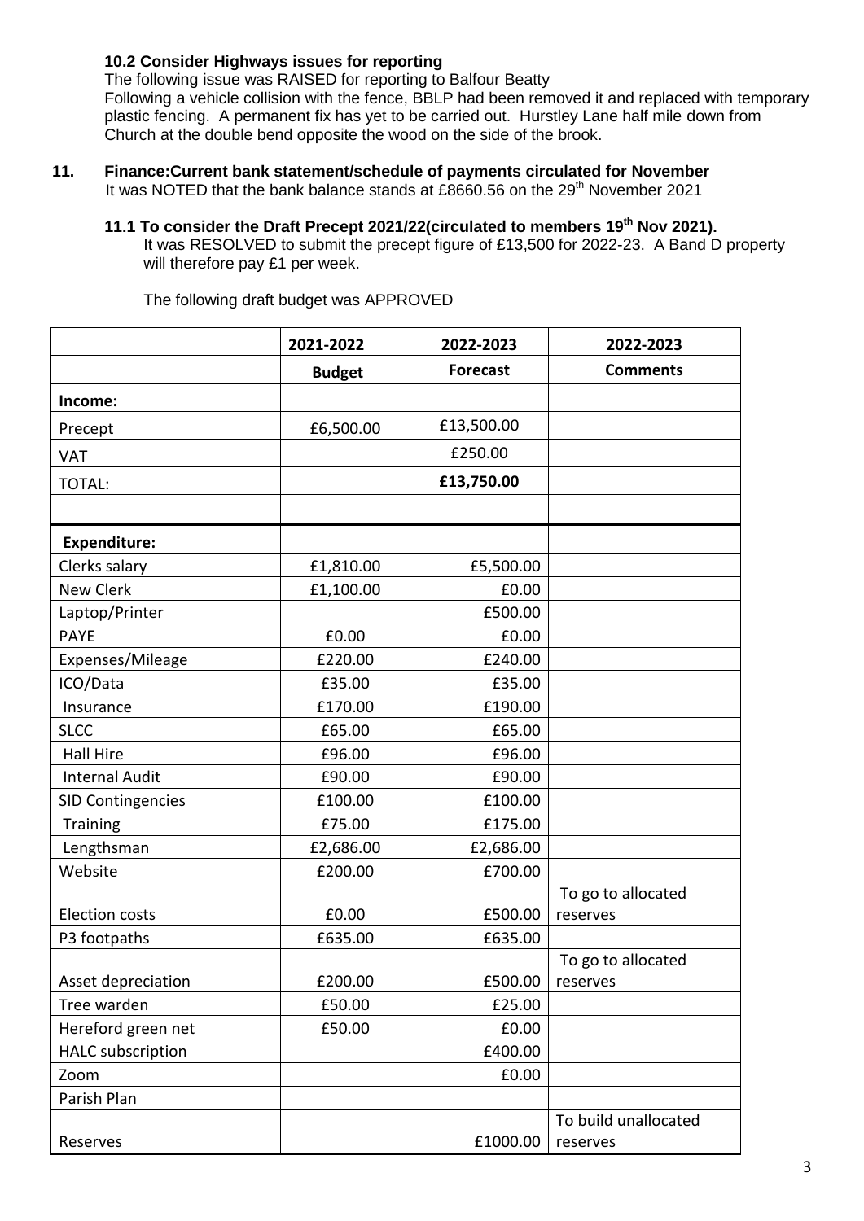### 10.2 Consider Highways issues for reporting

The following issue was RAISED for reporting to Balfour Beatty
Following a vehicle collision with the fence, BBLP had been removed it and replaced with temporary plastic fencing. A permanent fix has yet to be carried out. Hurstley Lane half mile down from Church at the double bend opposite the wood on the side of the brook.

## 11. Finance:Current bank statement/schedule of payments circulated for November

It was NOTED that the bank balance stands at £8660.56 on the 29th November 2021

### 11.1 To consider the Draft Precept 2021/22(circulated to members 19th Nov 2021).

It was RESOLVED to submit the precept figure of £13,500 for 2022-23. A Band D property will therefore pay £1 per week.

The following draft budget was APPROVED

| | 2021-2022 | 2022-2023 | 2022-2023 |
|---|---|---|---|
| | **Budget** | **Forecast** | **Comments** |
| **Income:** | | | |
| Precept | £6,500.00 | £13,500.00 | |
| VAT | | £250.00 | |
| TOTAL: | | **£13,750.00** | |
| | | | |
| **Expenditure:** | | | |
| Clerks salary | £1,810.00 | £5,500.00 | |
| New Clerk | £1,100.00 | £0.00 | |
| Laptop/Printer | | £500.00 | |
| PAYE | £0.00 | £0.00 | |
| Expenses/Mileage | £220.00 | £240.00 | |
| ICO/Data | £35.00 | £35.00 | |
| Insurance | £170.00 | £190.00 | |
| SLCC | £65.00 | £65.00 | |
| Hall Hire | £96.00 | £96.00 | |
| Internal Audit | £90.00 | £90.00 | |
| SID Contingencies | £100.00 | £100.00 | |
| Training | £75.00 | £175.00 | |
| Lengthsman | £2,686.00 | £2,686.00 | |
| Website | £200.00 | £700.00 | |
| Election costs | £0.00 | £500.00 | To go to allocated reserves |
| P3 footpaths | £635.00 | £635.00 | |
| Asset depreciation | £200.00 | £500.00 | To go to allocated reserves |
| Tree warden | £50.00 | £25.00 | |
| Hereford green net | £50.00 | £0.00 | |
| HALC subscription | | £400.00 | |
| Zoom | | £0.00 | |
| Parish Plan | | | |
| Reserves | | £1000.00 | To build unallocated reserves |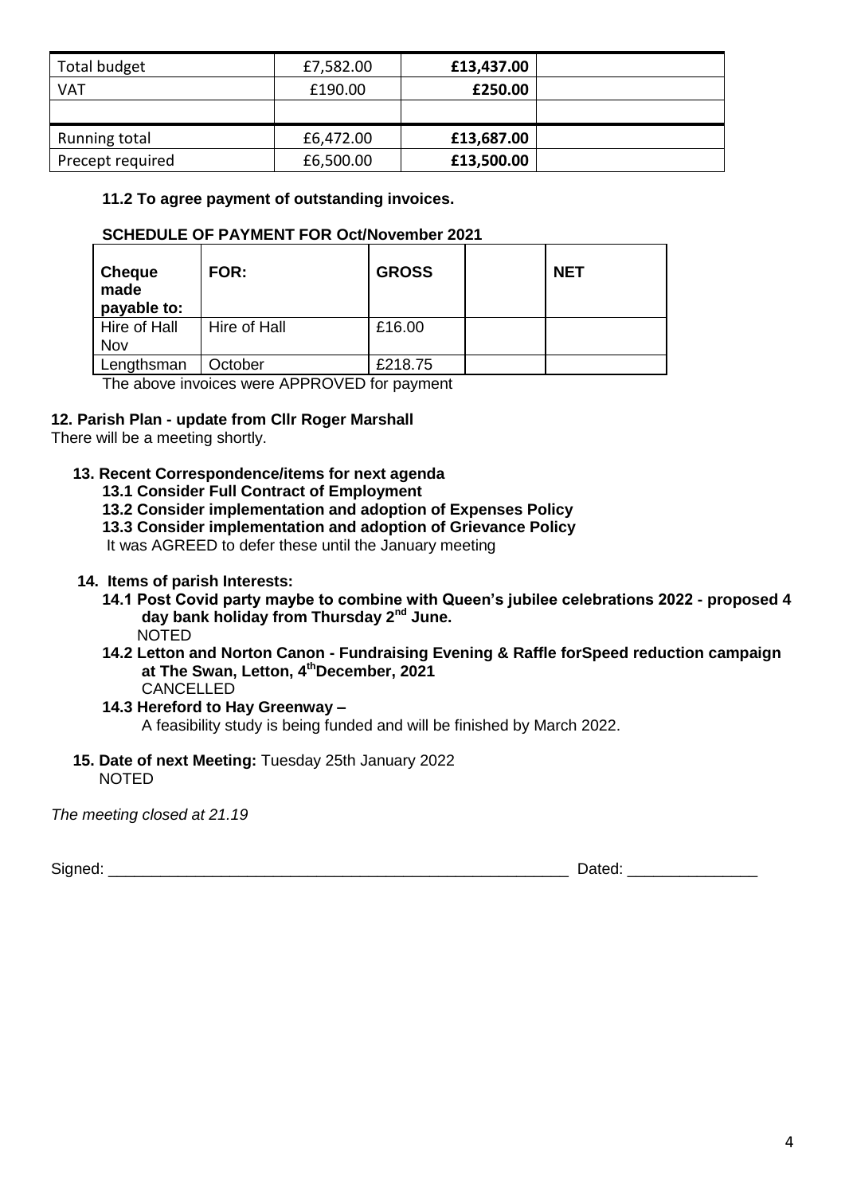| | | | |
|---|---|---|---|
| Total budget | £7,582.00 | **£13,437.00** | |
| VAT | £190.00 | **£250.00** | |
| | | | |
| Running total | £6,472.00 | **£13,687.00** | |
| Precept required | £6,500.00 | **£13,500.00** | |

**11.2 To agree payment of outstanding invoices.**

**SCHEDULE OF PAYMENT FOR Oct/November 2021**

| **Cheque made payable to:** | **FOR:** | **GROSS** | | **NET** |
|---|---|---|---|---|
| Hire of Hall Nov | Hire of Hall | £16.00 | | |
| Lengthsman | October | £218.75 | | |

The above invoices were APPROVED for payment

**12. Parish Plan - update from Cllr Roger Marshall**

There will be a meeting shortly.

**13. Recent Correspondence/items for next agenda**

**13.1 Consider Full Contract of Employment**

**13.2 Consider implementation and adoption of Expenses Policy**

**13.3 Consider implementation and adoption of Grievance Policy**

It was AGREED to defer these until the January meeting

**14. Items of parish Interests:**

**14.1 Post Covid party maybe to combine with Queen's jubilee celebrations 2022 - proposed 4 day bank holiday from Thursday 2nd June.**
NOTED

**14.2 Letton and Norton Canon - Fundraising Evening & Raffle forSpeed reduction campaign at The Swan, Letton, 4thDecember, 2021**
CANCELLED

**14.3 Hereford to Hay Greenway –**
A feasibility study is being funded and will be finished by March 2022.

**15. Date of next Meeting:** Tuesday 25th January 2022
NOTED

*The meeting closed at 21.19*

Signed: _______________________________________________________ Dated: _______________